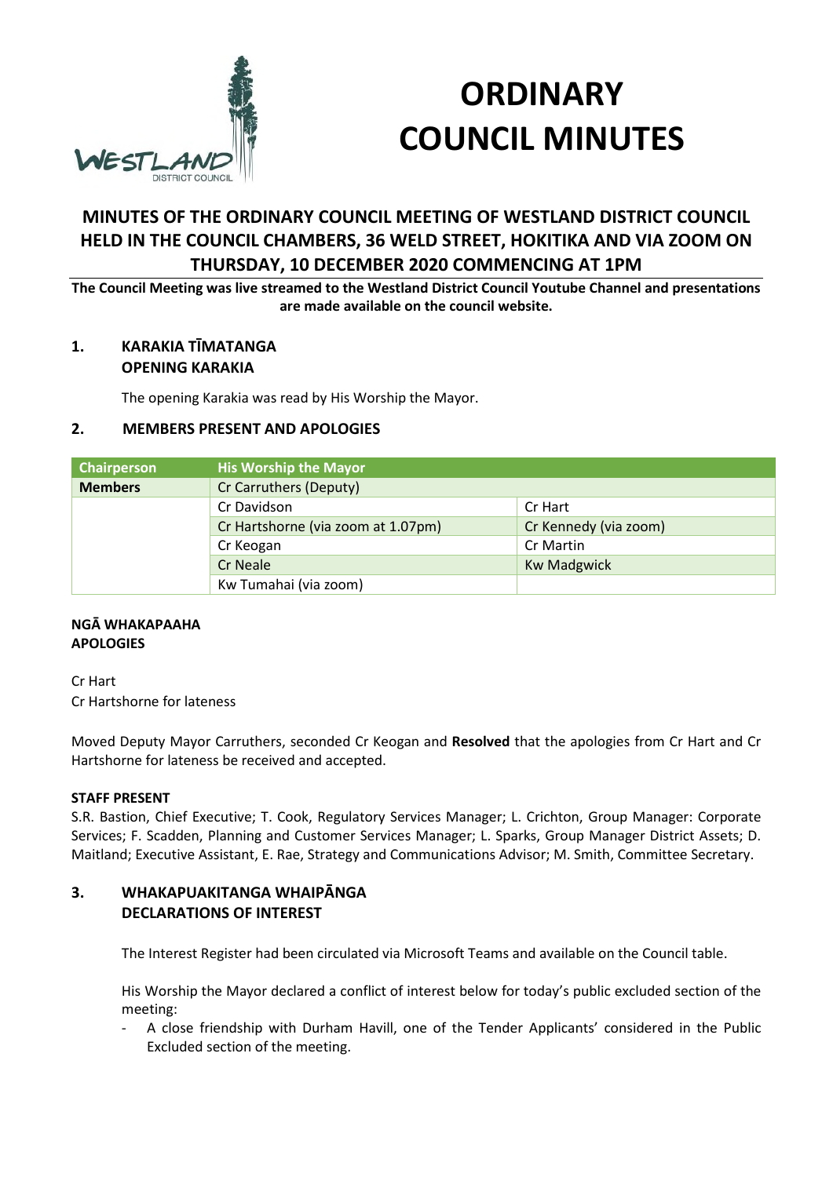# ORDINARY COUNCIL MINUTES

## MINUTES OF THE ORDINARY COUNCIL MEETING OF WESTLAND DISTRICT COUNCIL HELD IN THE COUNCIL CHAMBERS, 36 WELD STREET, HOKITIKA AND VIA ZOOM ON THURSDAY, 10 DECEMBER 2020 COMMENCING AT 1PM

**The Council Meeting was live streamed to the Westland District Council Youtube Channel and presentations are made available on the council website.**

### 1. KARAKIA TĪMATANGA
### OPENING KARAKIA

The opening Karakia was read by His Worship the Mayor.

### 2. MEMBERS PRESENT AND APOLOGIES

| Chairperson | His Worship the Mayor | |
|---|---|---|
| **Members** | Cr Carruthers (Deputy) | |
| | Cr Davidson | Cr Hart |
| | Cr Hartshorne (via zoom at 1.07pm) | Cr Kennedy (via zoom) |
| | Cr Keogan | Cr Martin |
| | Cr Neale | Kw Madgwick |
| | Kw Tumahai (via zoom) | |

**NGĀ WHAKAPAAHA**
**APOLOGIES**

Cr Hart
Cr Hartshorne for lateness

Moved Deputy Mayor Carruthers, seconded Cr Keogan and **Resolved** that the apologies from Cr Hart and Cr Hartshorne for lateness be received and accepted.

**STAFF PRESENT**

S.R. Bastion, Chief Executive; T. Cook, Regulatory Services Manager; L. Crichton, Group Manager: Corporate Services; F. Scadden, Planning and Customer Services Manager; L. Sparks, Group Manager District Assets; D. Maitland; Executive Assistant, E. Rae, Strategy and Communications Advisor; M. Smith, Committee Secretary.

### 3. WHAKAPUAKITANGA WHAIPĀNGA
### DECLARATIONS OF INTEREST

The Interest Register had been circulated via Microsoft Teams and available on the Council table.

His Worship the Mayor declared a conflict of interest below for today's public excluded section of the meeting:

- A close friendship with Durham Havill, one of the Tender Applicants' considered in the Public Excluded section of the meeting.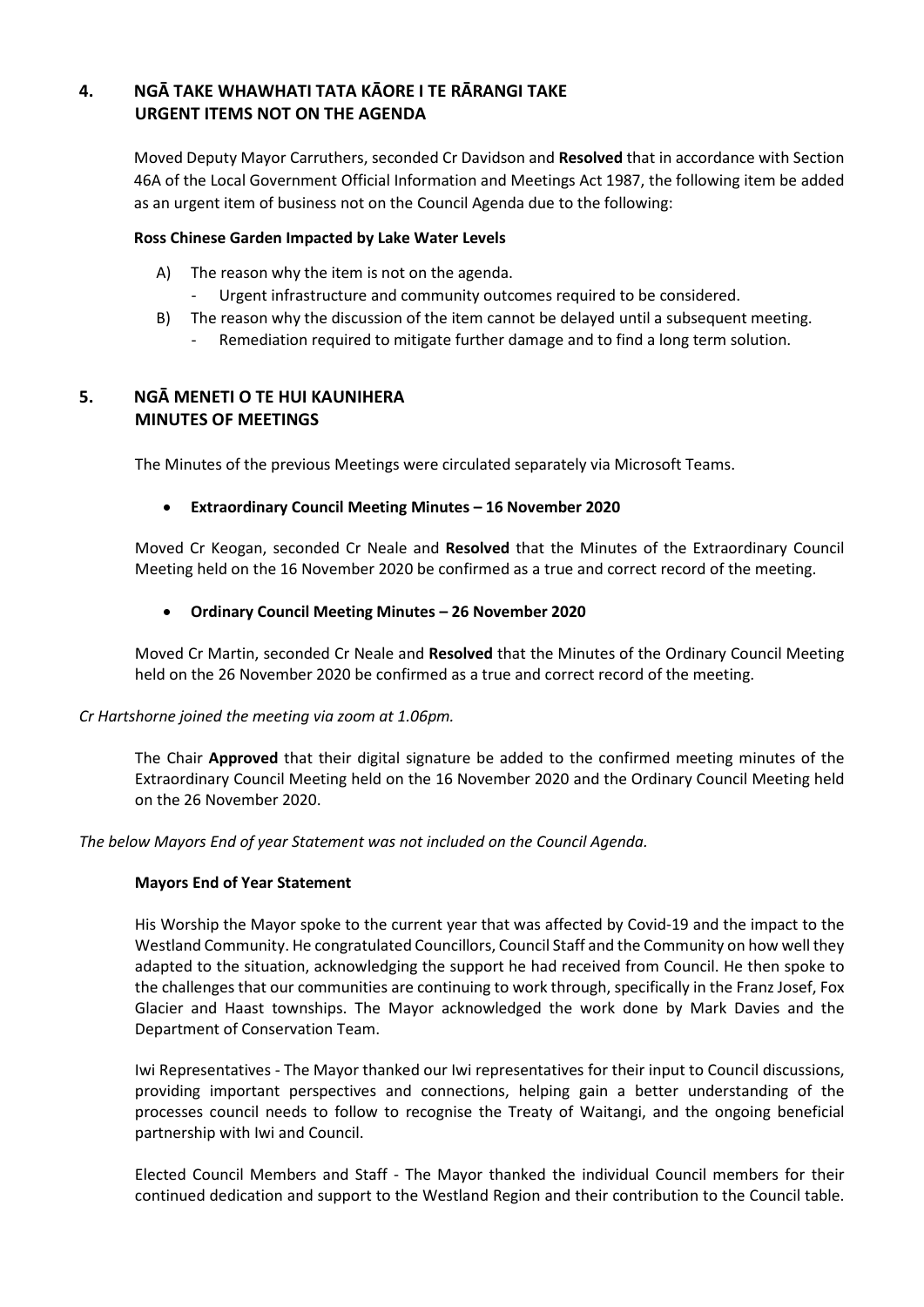## 4. NGĀ TAKE WHAWHATI TATA KĀORE I TE RĀRANGI TAKE URGENT ITEMS NOT ON THE AGENDA

Moved Deputy Mayor Carruthers, seconded Cr Davidson and **Resolved** that in accordance with Section 46A of the Local Government Official Information and Meetings Act 1987, the following item be added as an urgent item of business not on the Council Agenda due to the following:

**Ross Chinese Garden Impacted by Lake Water Levels**

A) The reason why the item is not on the agenda.
   - Urgent infrastructure and community outcomes required to be considered.

B) The reason why the discussion of the item cannot be delayed until a subsequent meeting.
   - Remediation required to mitigate further damage and to find a long term solution.

## 5. NGĀ MENETI O TE HUI KAUNIHERA MINUTES OF MEETINGS

The Minutes of the previous Meetings were circulated separately via Microsoft Teams.

- **Extraordinary Council Meeting Minutes – 16 November 2020**

Moved Cr Keogan, seconded Cr Neale and **Resolved** that the Minutes of the Extraordinary Council Meeting held on the 16 November 2020 be confirmed as a true and correct record of the meeting.

- **Ordinary Council Meeting Minutes – 26 November 2020**

Moved Cr Martin, seconded Cr Neale and **Resolved** that the Minutes of the Ordinary Council Meeting held on the 26 November 2020 be confirmed as a true and correct record of the meeting.

*Cr Hartshorne joined the meeting via zoom at 1.06pm.*

The Chair **Approved** that their digital signature be added to the confirmed meeting minutes of the Extraordinary Council Meeting held on the 16 November 2020 and the Ordinary Council Meeting held on the 26 November 2020.

*The below Mayors End of year Statement was not included on the Council Agenda.*

**Mayors End of Year Statement**

His Worship the Mayor spoke to the current year that was affected by Covid-19 and the impact to the Westland Community. He congratulated Councillors, Council Staff and the Community on how well they adapted to the situation, acknowledging the support he had received from Council. He then spoke to the challenges that our communities are continuing to work through, specifically in the Franz Josef, Fox Glacier and Haast townships. The Mayor acknowledged the work done by Mark Davies and the Department of Conservation Team.

Iwi Representatives - The Mayor thanked our Iwi representatives for their input to Council discussions, providing important perspectives and connections, helping gain a better understanding of the processes council needs to follow to recognise the Treaty of Waitangi, and the ongoing beneficial partnership with Iwi and Council.

Elected Council Members and Staff - The Mayor thanked the individual Council members for their continued dedication and support to the Westland Region and their contribution to the Council table.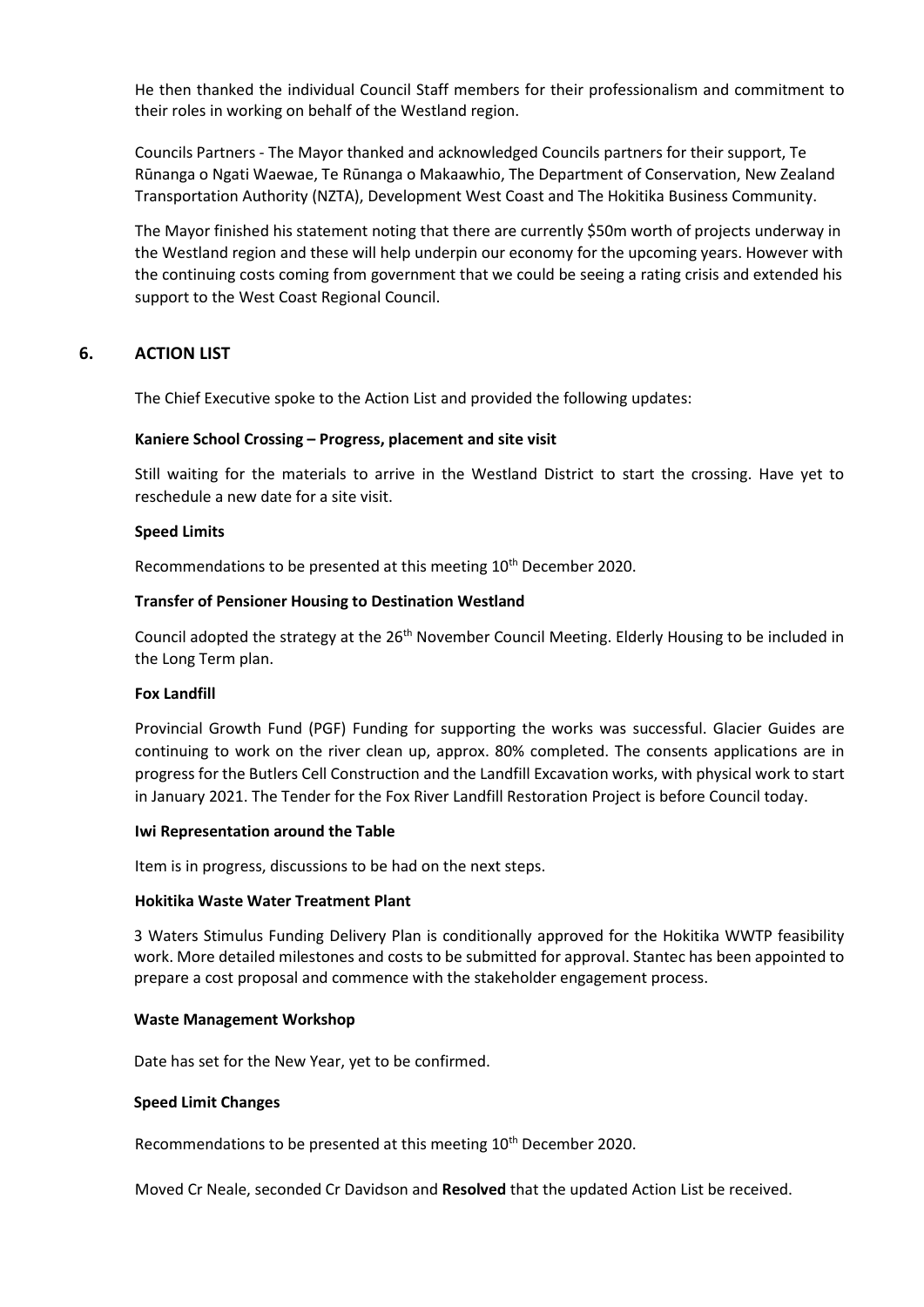He then thanked the individual Council Staff members for their professionalism and commitment to their roles in working on behalf of the Westland region.

Councils Partners - The Mayor thanked and acknowledged Councils partners for their support, Te Rūnanga o Ngati Waewae, Te Rūnanga o Makaawhio, The Department of Conservation, New Zealand Transportation Authority (NZTA), Development West Coast and The Hokitika Business Community.

The Mayor finished his statement noting that there are currently \$50m worth of projects underway in the Westland region and these will help underpin our economy for the upcoming years. However with the continuing costs coming from government that we could be seeing a rating crisis and extended his support to the West Coast Regional Council.

## 6. ACTION LIST

The Chief Executive spoke to the Action List and provided the following updates:

**Kaniere School Crossing – Progress, placement and site visit**

Still waiting for the materials to arrive in the Westland District to start the crossing. Have yet to reschedule a new date for a site visit.

**Speed Limits**

Recommendations to be presented at this meeting 10th December 2020.

**Transfer of Pensioner Housing to Destination Westland**

Council adopted the strategy at the 26th November Council Meeting. Elderly Housing to be included in the Long Term plan.

**Fox Landfill**

Provincial Growth Fund (PGF) Funding for supporting the works was successful. Glacier Guides are continuing to work on the river clean up, approx. 80% completed. The consents applications are in progress for the Butlers Cell Construction and the Landfill Excavation works, with physical work to start in January 2021. The Tender for the Fox River Landfill Restoration Project is before Council today.

**Iwi Representation around the Table**

Item is in progress, discussions to be had on the next steps.

**Hokitika Waste Water Treatment Plant**

3 Waters Stimulus Funding Delivery Plan is conditionally approved for the Hokitika WWTP feasibility work. More detailed milestones and costs to be submitted for approval. Stantec has been appointed to prepare a cost proposal and commence with the stakeholder engagement process.

**Waste Management Workshop**

Date has set for the New Year, yet to be confirmed.

**Speed Limit Changes**

Recommendations to be presented at this meeting 10th December 2020.

Moved Cr Neale, seconded Cr Davidson and **Resolved** that the updated Action List be received.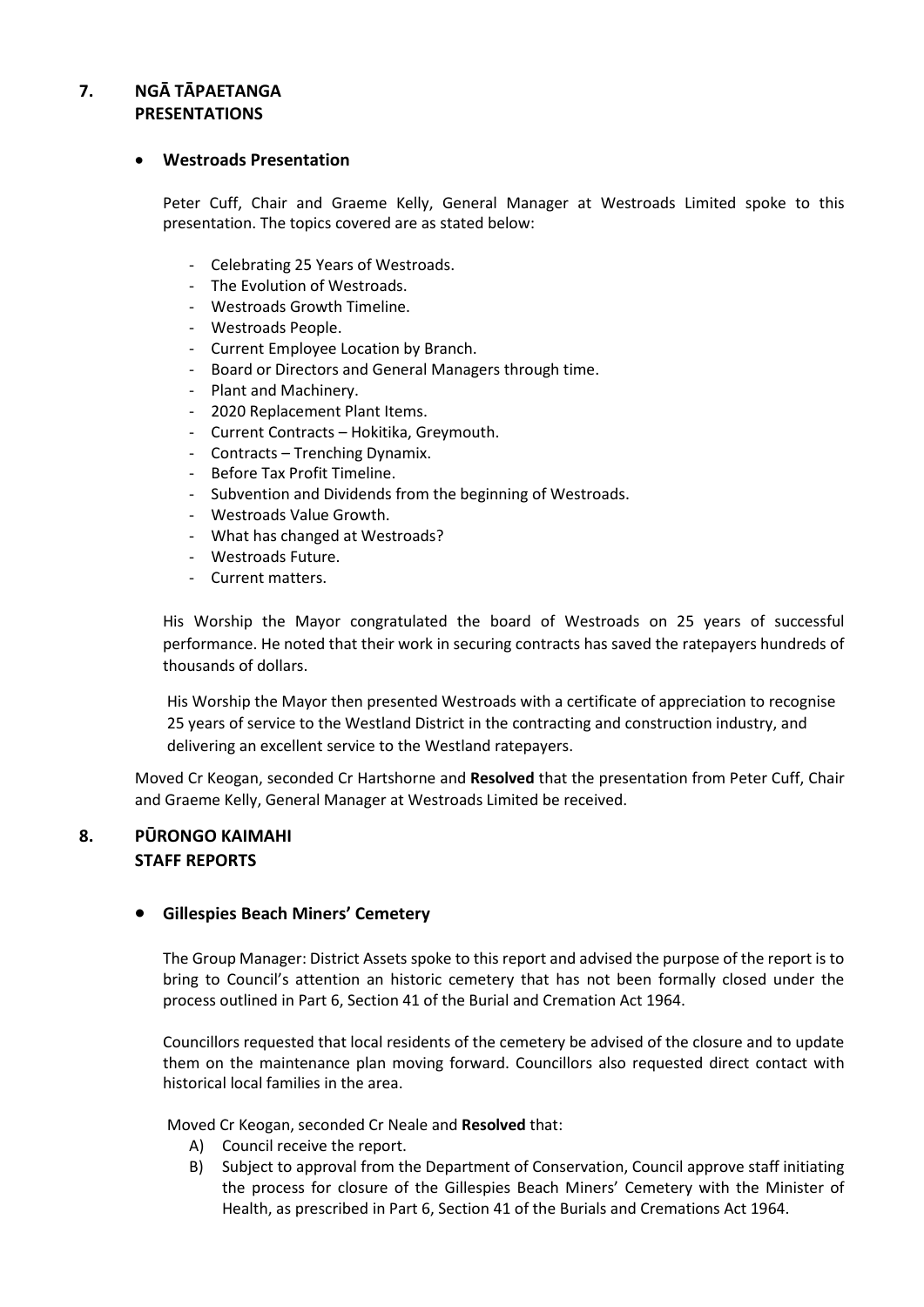## 7. NGĀ TĀPAETANGA PRESENTATIONS

- **Westroads Presentation**

Peter Cuff, Chair and Graeme Kelly, General Manager at Westroads Limited spoke to this presentation. The topics covered are as stated below:

- Celebrating 25 Years of Westroads.
- The Evolution of Westroads.
- Westroads Growth Timeline.
- Westroads People.
- Current Employee Location by Branch.
- Board or Directors and General Managers through time.
- Plant and Machinery.
- 2020 Replacement Plant Items.
- Current Contracts – Hokitika, Greymouth.
- Contracts – Trenching Dynamix.
- Before Tax Profit Timeline.
- Subvention and Dividends from the beginning of Westroads.
- Westroads Value Growth.
- What has changed at Westroads?
- Westroads Future.
- Current matters.

His Worship the Mayor congratulated the board of Westroads on 25 years of successful performance. He noted that their work in securing contracts has saved the ratepayers hundreds of thousands of dollars.

His Worship the Mayor then presented Westroads with a certificate of appreciation to recognise 25 years of service to the Westland District in the contracting and construction industry, and delivering an excellent service to the Westland ratepayers.

Moved Cr Keogan, seconded Cr Hartshorne and **Resolved** that the presentation from Peter Cuff, Chair and Graeme Kelly, General Manager at Westroads Limited be received.

## 8. PŪRONGO KAIMAHI STAFF REPORTS

- **Gillespies Beach Miners' Cemetery**

The Group Manager: District Assets spoke to this report and advised the purpose of the report is to bring to Council's attention an historic cemetery that has not been formally closed under the process outlined in Part 6, Section 41 of the Burial and Cremation Act 1964.

Councillors requested that local residents of the cemetery be advised of the closure and to update them on the maintenance plan moving forward. Councillors also requested direct contact with historical local families in the area.

Moved Cr Keogan, seconded Cr Neale and **Resolved** that:

A) Council receive the report.
B) Subject to approval from the Department of Conservation, Council approve staff initiating the process for closure of the Gillespies Beach Miners' Cemetery with the Minister of Health, as prescribed in Part 6, Section 41 of the Burials and Cremations Act 1964.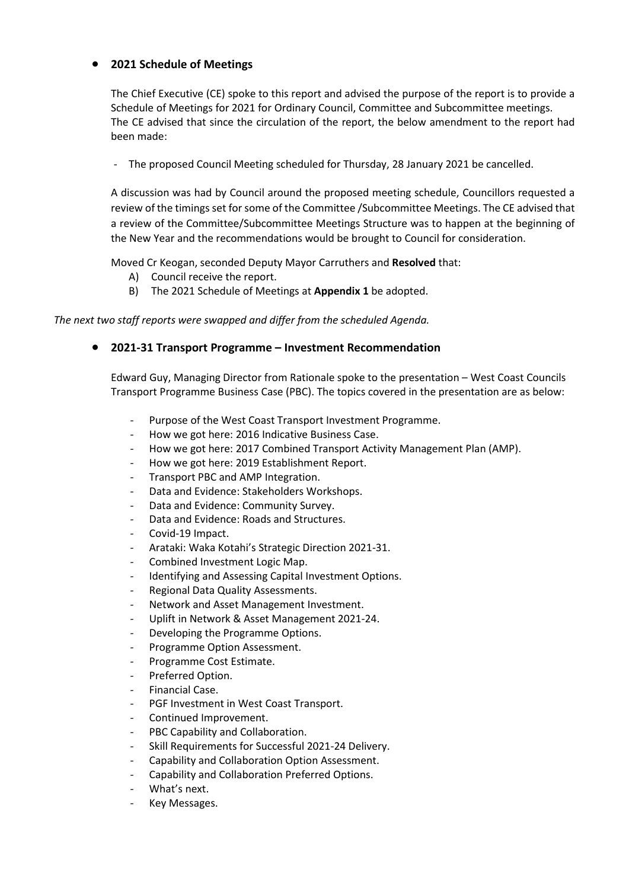- **2021 Schedule of Meetings**

  The Chief Executive (CE) spoke to this report and advised the purpose of the report is to provide a Schedule of Meetings for 2021 for Ordinary Council, Committee and Subcommittee meetings. The CE advised that since the circulation of the report, the below amendment to the report had been made:

  - The proposed Council Meeting scheduled for Thursday, 28 January 2021 be cancelled.

  A discussion was had by Council around the proposed meeting schedule, Councillors requested a review of the timings set for some of the Committee /Subcommittee Meetings. The CE advised that a review of the Committee/Subcommittee Meetings Structure was to happen at the beginning of the New Year and the recommendations would be brought to Council for consideration.

  Moved Cr Keogan, seconded Deputy Mayor Carruthers and **Resolved** that:

  A) Council receive the report.
  B) The 2021 Schedule of Meetings at **Appendix 1** be adopted.

*The next two staff reports were swapped and differ from the scheduled Agenda.*

- **2021-31 Transport Programme – Investment Recommendation**

  Edward Guy, Managing Director from Rationale spoke to the presentation – West Coast Councils Transport Programme Business Case (PBC). The topics covered in the presentation are as below:

  - Purpose of the West Coast Transport Investment Programme.
  - How we got here: 2016 Indicative Business Case.
  - How we got here: 2017 Combined Transport Activity Management Plan (AMP).
  - How we got here: 2019 Establishment Report.
  - Transport PBC and AMP Integration.
  - Data and Evidence: Stakeholders Workshops.
  - Data and Evidence: Community Survey.
  - Data and Evidence: Roads and Structures.
  - Covid-19 Impact.
  - Arataki: Waka Kotahi's Strategic Direction 2021-31.
  - Combined Investment Logic Map.
  - Identifying and Assessing Capital Investment Options.
  - Regional Data Quality Assessments.
  - Network and Asset Management Investment.
  - Uplift in Network & Asset Management 2021-24.
  - Developing the Programme Options.
  - Programme Option Assessment.
  - Programme Cost Estimate.
  - Preferred Option.
  - Financial Case.
  - PGF Investment in West Coast Transport.
  - Continued Improvement.
  - PBC Capability and Collaboration.
  - Skill Requirements for Successful 2021-24 Delivery.
  - Capability and Collaboration Option Assessment.
  - Capability and Collaboration Preferred Options.
  - What's next.
  - Key Messages.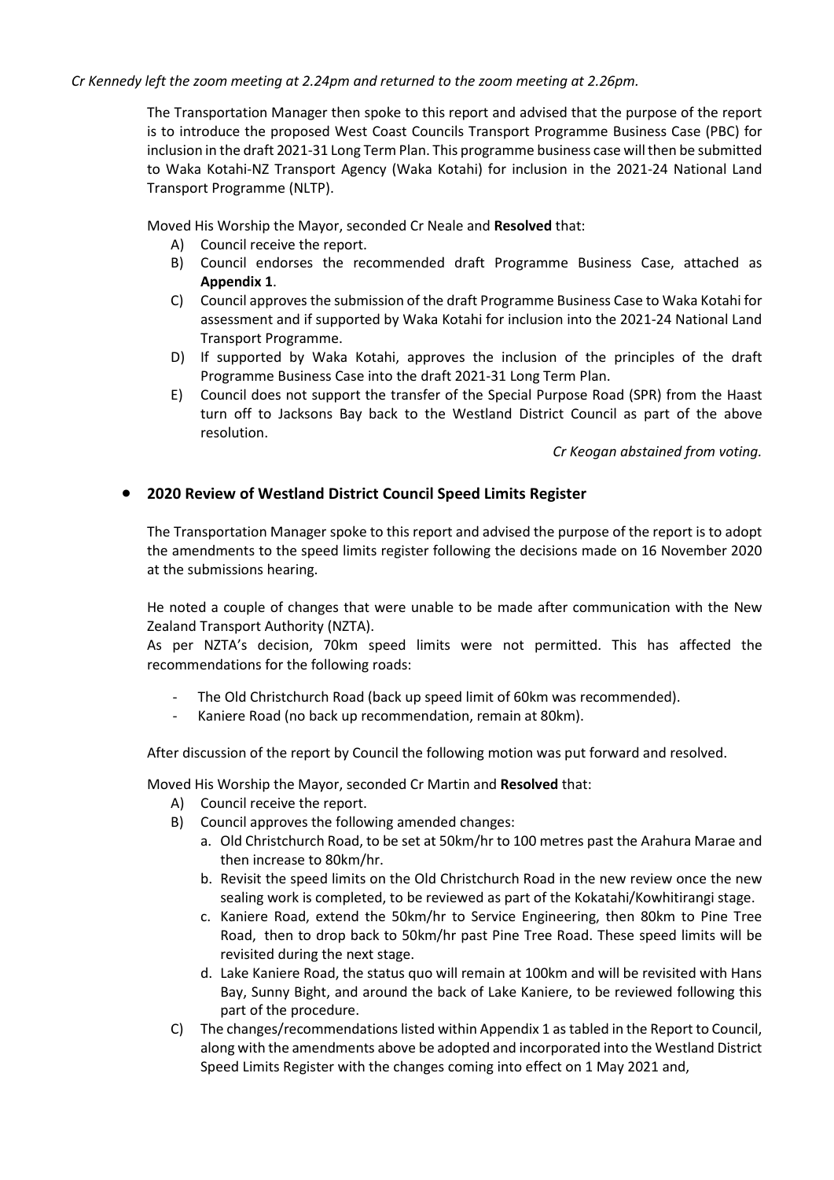*Cr Kennedy left the zoom meeting at 2.24pm and returned to the zoom meeting at 2.26pm.*

The Transportation Manager then spoke to this report and advised that the purpose of the report is to introduce the proposed West Coast Councils Transport Programme Business Case (PBC) for inclusion in the draft 2021-31 Long Term Plan. This programme business case will then be submitted to Waka Kotahi-NZ Transport Agency (Waka Kotahi) for inclusion in the 2021-24 National Land Transport Programme (NLTP).

Moved His Worship the Mayor, seconded Cr Neale and **Resolved** that:

A) Council receive the report.
B) Council endorses the recommended draft Programme Business Case, attached as **Appendix 1**.
C) Council approves the submission of the draft Programme Business Case to Waka Kotahi for assessment and if supported by Waka Kotahi for inclusion into the 2021-24 National Land Transport Programme.
D) If supported by Waka Kotahi, approves the inclusion of the principles of the draft Programme Business Case into the draft 2021-31 Long Term Plan.
E) Council does not support the transfer of the Special Purpose Road (SPR) from the Haast turn off to Jacksons Bay back to the Westland District Council as part of the above resolution.

*Cr Keogan abstained from voting.*

- **2020 Review of Westland District Council Speed Limits Register**

The Transportation Manager spoke to this report and advised the purpose of the report is to adopt the amendments to the speed limits register following the decisions made on 16 November 2020 at the submissions hearing.

He noted a couple of changes that were unable to be made after communication with the New Zealand Transport Authority (NZTA).
As per NZTA's decision, 70km speed limits were not permitted. This has affected the recommendations for the following roads:

- The Old Christchurch Road (back up speed limit of 60km was recommended).
- Kaniere Road (no back up recommendation, remain at 80km).

After discussion of the report by Council the following motion was put forward and resolved.

Moved His Worship the Mayor, seconded Cr Martin and **Resolved** that:

A) Council receive the report.
B) Council approves the following amended changes:
   a. Old Christchurch Road, to be set at 50km/hr to 100 metres past the Arahura Marae and then increase to 80km/hr.
   b. Revisit the speed limits on the Old Christchurch Road in the new review once the new sealing work is completed, to be reviewed as part of the Kokatahi/Kowhitirangi stage.
   c. Kaniere Road, extend the 50km/hr to Service Engineering, then 80km to Pine Tree Road, then to drop back to 50km/hr past Pine Tree Road. These speed limits will be revisited during the next stage.
   d. Lake Kaniere Road, the status quo will remain at 100km and will be revisited with Hans Bay, Sunny Bight, and around the back of Lake Kaniere, to be reviewed following this part of the procedure.
C) The changes/recommendations listed within Appendix 1 as tabled in the Report to Council, along with the amendments above be adopted and incorporated into the Westland District Speed Limits Register with the changes coming into effect on 1 May 2021 and,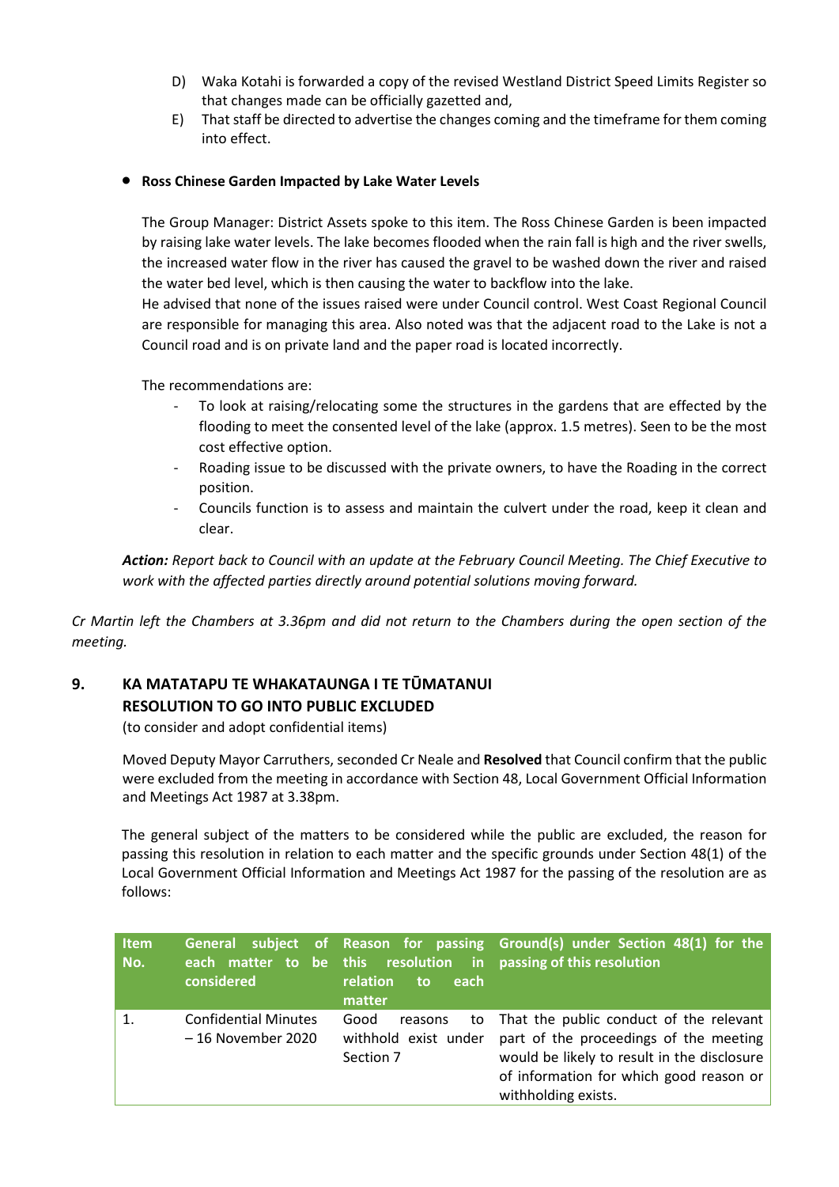D) Waka Kotahi is forwarded a copy of the revised Westland District Speed Limits Register so that changes made can be officially gazetted and,

E) That staff be directed to advertise the changes coming and the timeframe for them coming into effect.

- **Ross Chinese Garden Impacted by Lake Water Levels**

  The Group Manager: District Assets spoke to this item. The Ross Chinese Garden is been impacted by raising lake water levels. The lake becomes flooded when the rain fall is high and the river swells, the increased water flow in the river has caused the gravel to be washed down the river and raised the water bed level, which is then causing the water to backflow into the lake.

  He advised that none of the issues raised were under Council control. West Coast Regional Council are responsible for managing this area. Also noted was that the adjacent road to the Lake is not a Council road and is on private land and the paper road is located incorrectly.

  The recommendations are:

  - To look at raising/relocating some the structures in the gardens that are effected by the flooding to meet the consented level of the lake (approx. 1.5 metres). Seen to be the most cost effective option.
  - Roading issue to be discussed with the private owners, to have the Roading in the correct position.
  - Councils function is to assess and maintain the culvert under the road, keep it clean and clear.

***Action:*** *Report back to Council with an update at the February Council Meeting. The Chief Executive to work with the affected parties directly around potential solutions moving forward.*

*Cr Martin left the Chambers at 3.36pm and did not return to the Chambers during the open section of the meeting.*

## 9. KA MATATAPU TE WHAKATAUNGA I TE TŪMATANUI RESOLUTION TO GO INTO PUBLIC EXCLUDED

(to consider and adopt confidential items)

Moved Deputy Mayor Carruthers, seconded Cr Neale and **Resolved** that Council confirm that the public were excluded from the meeting in accordance with Section 48, Local Government Official Information and Meetings Act 1987 at 3.38pm.

The general subject of the matters to be considered while the public are excluded, the reason for passing this resolution in relation to each matter and the specific grounds under Section 48(1) of the Local Government Official Information and Meetings Act 1987 for the passing of the resolution are as follows:

| Item No. | General subject of each matter to be considered | Reason for passing this resolution in relation to each matter | Ground(s) under Section 48(1) for the passing of this resolution |
|---|---|---|---|
| 1. | Confidential Minutes – 16 November 2020 | Good reasons to withhold exist under Section 7 | That the public conduct of the relevant part of the proceedings of the meeting would be likely to result in the disclosure of information for which good reason or withholding exists. |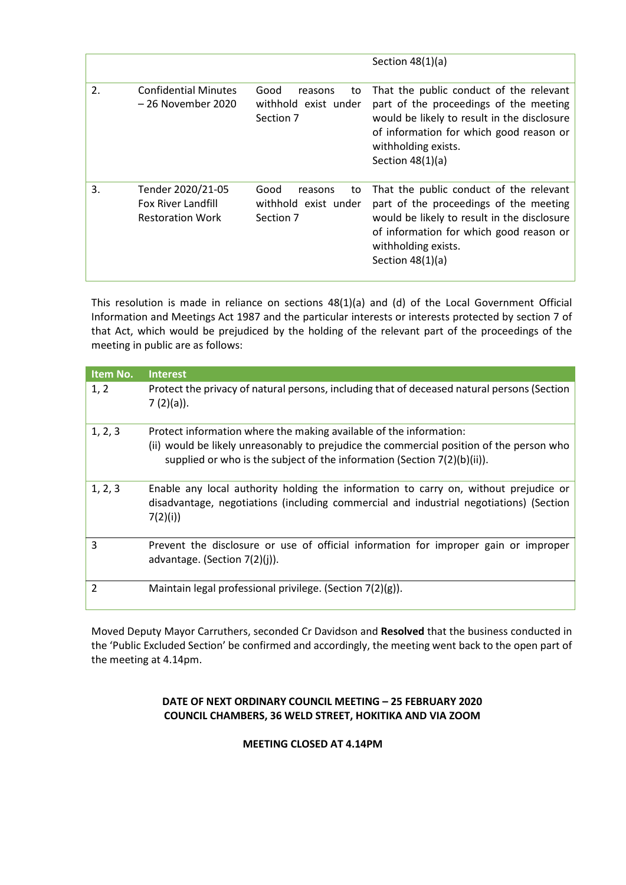| | | | Section 48(1)(a) |
|---|---|---|---|
| 2. | Confidential Minutes – 26 November 2020 | Good reasons to withhold exist under Section 7 | That the public conduct of the relevant part of the proceedings of the meeting would be likely to result in the disclosure of information for which good reason or withholding exists. Section 48(1)(a) |
| 3. | Tender 2020/21-05 Fox River Landfill Restoration Work | Good reasons to withhold exist under Section 7 | That the public conduct of the relevant part of the proceedings of the meeting would be likely to result in the disclosure of information for which good reason or withholding exists. Section 48(1)(a) |

This resolution is made in reliance on sections 48(1)(a) and (d) of the Local Government Official Information and Meetings Act 1987 and the particular interests or interests protected by section 7 of that Act, which would be prejudiced by the holding of the relevant part of the proceedings of the meeting in public are as follows:

| Item No. | Interest |
|---|---|
| 1, 2 | Protect the privacy of natural persons, including that of deceased natural persons (Section 7 (2)(a)). |
| 1, 2, 3 | Protect information where the making available of the information: (ii) would be likely unreasonably to prejudice the commercial position of the person who supplied or who is the subject of the information (Section 7(2)(b)(ii)). |
| 1, 2, 3 | Enable any local authority holding the information to carry on, without prejudice or disadvantage, negotiations (including commercial and industrial negotiations) (Section 7(2)(i)) |
| 3 | Prevent the disclosure or use of official information for improper gain or improper advantage. (Section 7(2)(j)). |
| 2 | Maintain legal professional privilege. (Section 7(2)(g)). |

Moved Deputy Mayor Carruthers, seconded Cr Davidson and **Resolved** that the business conducted in the 'Public Excluded Section' be confirmed and accordingly, the meeting went back to the open part of the meeting at 4.14pm.

**DATE OF NEXT ORDINARY COUNCIL MEETING – 25 FEBRUARY 2020**
**COUNCIL CHAMBERS, 36 WELD STREET, HOKITIKA AND VIA ZOOM**

**MEETING CLOSED AT 4.14PM**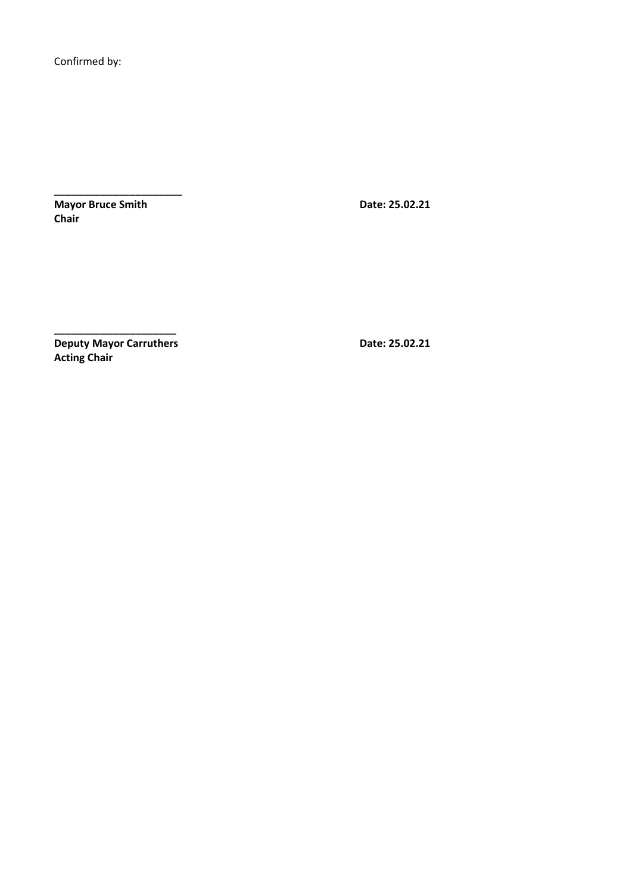Confirmed by:

______________________

**Mayor Bruce Smith** **Date: 25.02.21**
**Chair**

_____________________

**Deputy Mayor Carruthers** **Date: 25.02.21**
**Acting Chair**